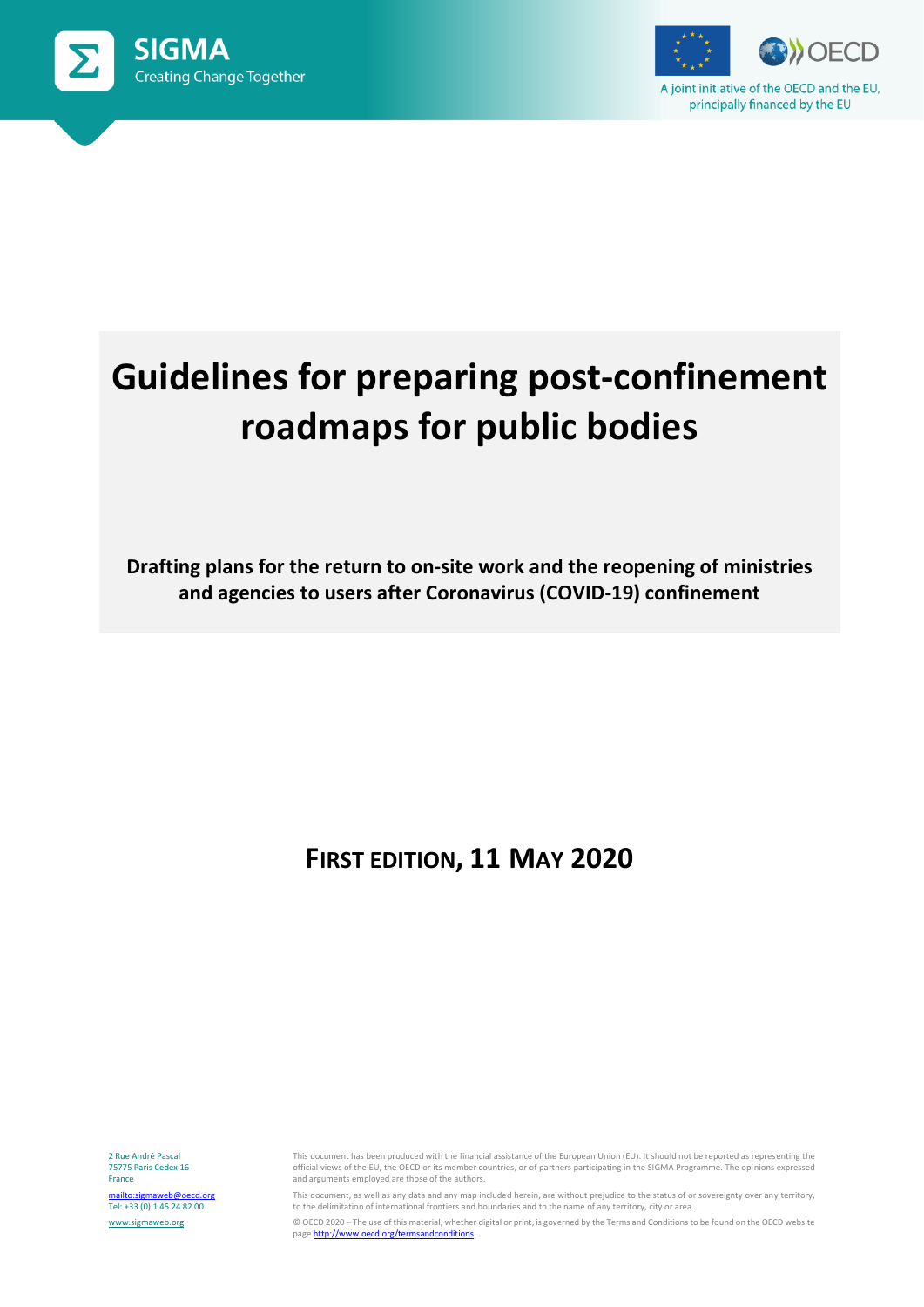SIGMA

Creating Change Together

A joint initiative of the OECD and the EU, principally financed by the EU

# Guidelines for preparing post-confinement roadmaps for public bodies

**Drafting plans for the return to on-site work and the reopening of ministries and agencies to users after Coronavirus (COVID-19) confinement**

## FIRST EDITION, 11 MAY 2020

2 Rue André Pascal
75775 Paris Cedex 16
France

mailto:sigmaweb@oecd.org
Tel: +33 (0) 1 45 24 82 00

www.sigmaweb.org

This document has been produced with the financial assistance of the European Union (EU). It should not be reported as representing the official views of the EU, the OECD or its member countries, or of partners participating in the SIGMA Programme. The opinions expressed and arguments employed are those of the authors.

This document, as well as any data and any map included herein, are without prejudice to the status of or sovereignty over any territory, to the delimitation of international frontiers and boundaries and to the name of any territory, city or area.

© OECD 2020 – The use of this material, whether digital or print, is governed by the Terms and Conditions to be found on the OECD website page http://www.oecd.org/termsandconditions.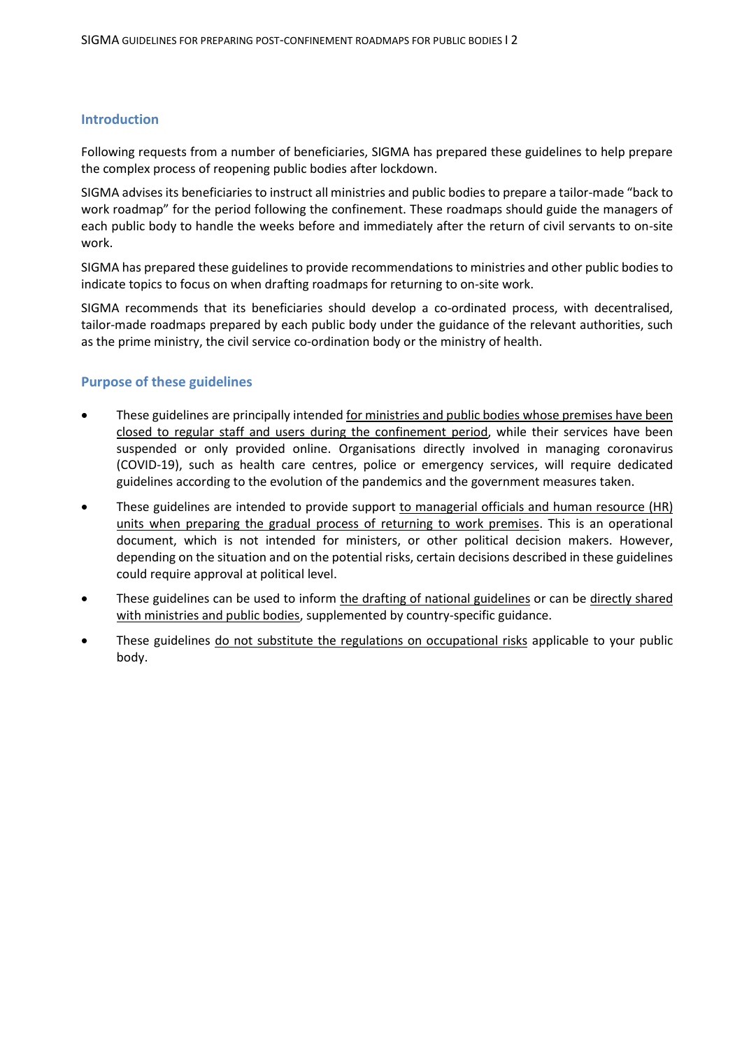## Introduction

Following requests from a number of beneficiaries, SIGMA has prepared these guidelines to help prepare the complex process of reopening public bodies after lockdown.

SIGMA advises its beneficiaries to instruct all ministries and public bodies to prepare a tailor-made "back to work roadmap" for the period following the confinement. These roadmaps should guide the managers of each public body to handle the weeks before and immediately after the return of civil servants to on-site work.

SIGMA has prepared these guidelines to provide recommendations to ministries and other public bodies to indicate topics to focus on when drafting roadmaps for returning to on-site work.

SIGMA recommends that its beneficiaries should develop a co-ordinated process, with decentralised, tailor-made roadmaps prepared by each public body under the guidance of the relevant authorities, such as the prime ministry, the civil service co-ordination body or the ministry of health.

## Purpose of these guidelines

- These guidelines are principally intended <u>for ministries and public bodies whose premises have been closed to regular staff and users during the confinement period</u>, while their services have been suspended or only provided online. Organisations directly involved in managing coronavirus (COVID-19), such as health care centres, police or emergency services, will require dedicated guidelines according to the evolution of the pandemics and the government measures taken.
- These guidelines are intended to provide support <u>to managerial officials and human resource (HR) units when preparing the gradual process of returning to work premises</u>. This is an operational document, which is not intended for ministers, or other political decision makers. However, depending on the situation and on the potential risks, certain decisions described in these guidelines could require approval at political level.
- These guidelines can be used to inform <u>the drafting of national guidelines</u> or can be <u>directly shared with ministries and public bodies</u>, supplemented by country-specific guidance.
- These guidelines <u>do not substitute the regulations on occupational risks</u> applicable to your public body.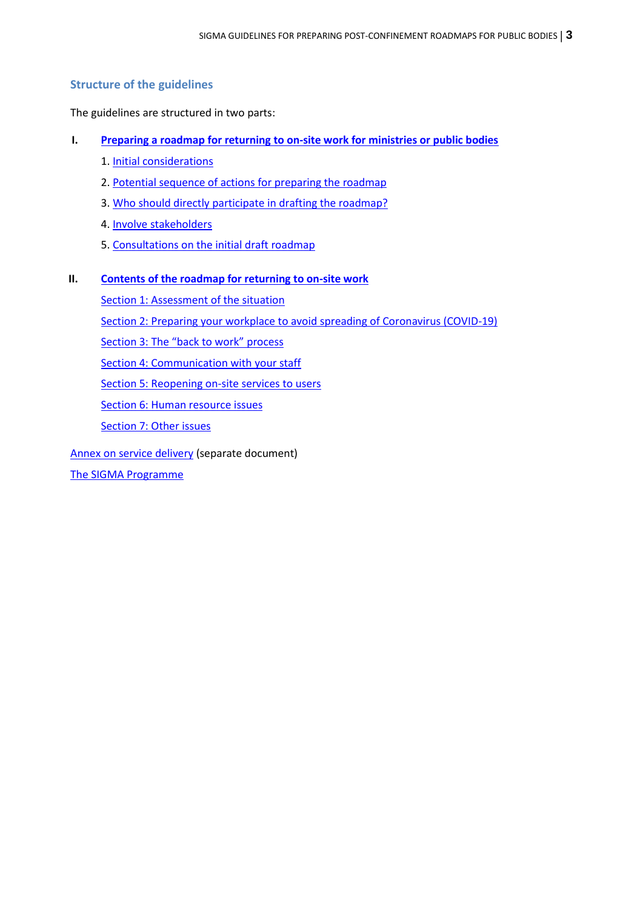## Structure of the guidelines

The guidelines are structured in two parts:

**I. Preparing a roadmap for returning to on-site work for ministries or public bodies**

1. Initial considerations
2. Potential sequence of actions for preparing the roadmap
3. Who should directly participate in drafting the roadmap?
4. Involve stakeholders
5. Consultations on the initial draft roadmap

**II. Contents of the roadmap for returning to on-site work**

Section 1: Assessment of the situation

Section 2: Preparing your workplace to avoid spreading of Coronavirus (COVID-19)

Section 3: The "back to work" process

Section 4: Communication with your staff

Section 5: Reopening on-site services to users

Section 6: Human resource issues

Section 7: Other issues

Annex on service delivery (separate document)

The SIGMA Programme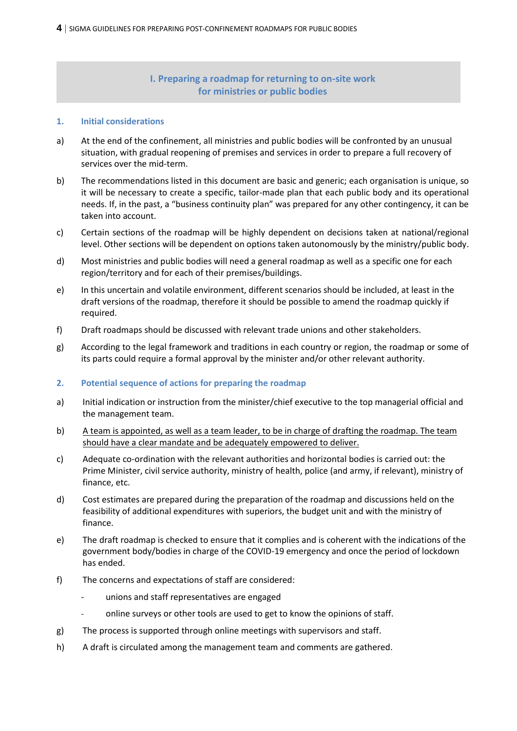## I. Preparing a roadmap for returning to on-site work for ministries or public bodies

### 1. Initial considerations

a) At the end of the confinement, all ministries and public bodies will be confronted by an unusual situation, with gradual reopening of premises and services in order to prepare a full recovery of services over the mid-term.

b) The recommendations listed in this document are basic and generic; each organisation is unique, so it will be necessary to create a specific, tailor-made plan that each public body and its operational needs. If, in the past, a "business continuity plan" was prepared for any other contingency, it can be taken into account.

c) Certain sections of the roadmap will be highly dependent on decisions taken at national/regional level. Other sections will be dependent on options taken autonomously by the ministry/public body.

d) Most ministries and public bodies will need a general roadmap as well as a specific one for each region/territory and for each of their premises/buildings.

e) In this uncertain and volatile environment, different scenarios should be included, at least in the draft versions of the roadmap, therefore it should be possible to amend the roadmap quickly if required.

f) Draft roadmaps should be discussed with relevant trade unions and other stakeholders.

g) According to the legal framework and traditions in each country or region, the roadmap or some of its parts could require a formal approval by the minister and/or other relevant authority.

### 2. Potential sequence of actions for preparing the roadmap

a) Initial indication or instruction from the minister/chief executive to the top managerial official and the management team.

b) <u>A team is appointed, as well as a team leader, to be in charge of drafting the roadmap. The team should have a clear mandate and be adequately empowered to deliver.</u>

c) Adequate co-ordination with the relevant authorities and horizontal bodies is carried out: the Prime Minister, civil service authority, ministry of health, police (and army, if relevant), ministry of finance, etc.

d) Cost estimates are prepared during the preparation of the roadmap and discussions held on the feasibility of additional expenditures with superiors, the budget unit and with the ministry of finance.

e) The draft roadmap is checked to ensure that it complies and is coherent with the indications of the government body/bodies in charge of the COVID-19 emergency and once the period of lockdown has ended.

f) The concerns and expectations of staff are considered:

- unions and staff representatives are engaged
- online surveys or other tools are used to get to know the opinions of staff.

g) The process is supported through online meetings with supervisors and staff.

h) A draft is circulated among the management team and comments are gathered.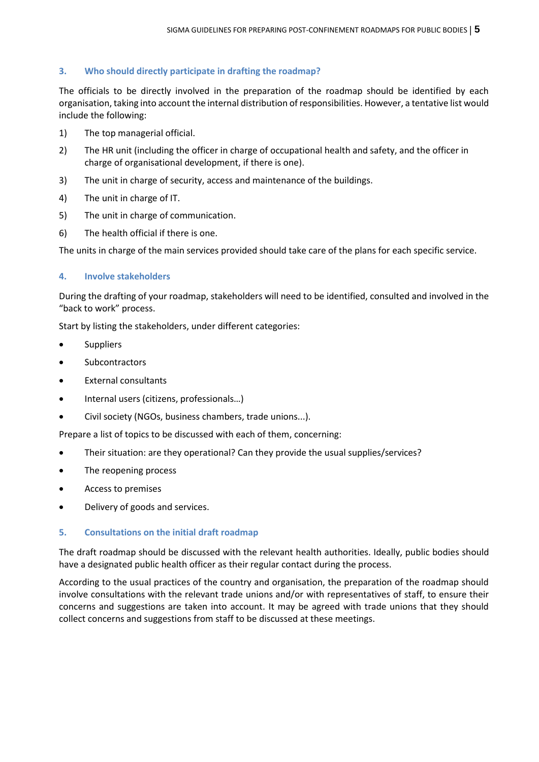## 3. Who should directly participate in drafting the roadmap?

The officials to be directly involved in the preparation of the roadmap should be identified by each organisation, taking into account the internal distribution of responsibilities. However, a tentative list would include the following:

1) The top managerial official.
2) The HR unit (including the officer in charge of occupational health and safety, and the officer in charge of organisational development, if there is one).
3) The unit in charge of security, access and maintenance of the buildings.
4) The unit in charge of IT.
5) The unit in charge of communication.
6) The health official if there is one.

The units in charge of the main services provided should take care of the plans for each specific service.

## 4. Involve stakeholders

During the drafting of your roadmap, stakeholders will need to be identified, consulted and involved in the "back to work" process.

Start by listing the stakeholders, under different categories:

- Suppliers
- Subcontractors
- External consultants
- Internal users (citizens, professionals…)
- Civil society (NGOs, business chambers, trade unions...).

Prepare a list of topics to be discussed with each of them, concerning:

- Their situation: are they operational? Can they provide the usual supplies/services?
- The reopening process
- Access to premises
- Delivery of goods and services.

## 5. Consultations on the initial draft roadmap

The draft roadmap should be discussed with the relevant health authorities. Ideally, public bodies should have a designated public health officer as their regular contact during the process.

According to the usual practices of the country and organisation, the preparation of the roadmap should involve consultations with the relevant trade unions and/or with representatives of staff, to ensure their concerns and suggestions are taken into account. It may be agreed with trade unions that they should collect concerns and suggestions from staff to be discussed at these meetings.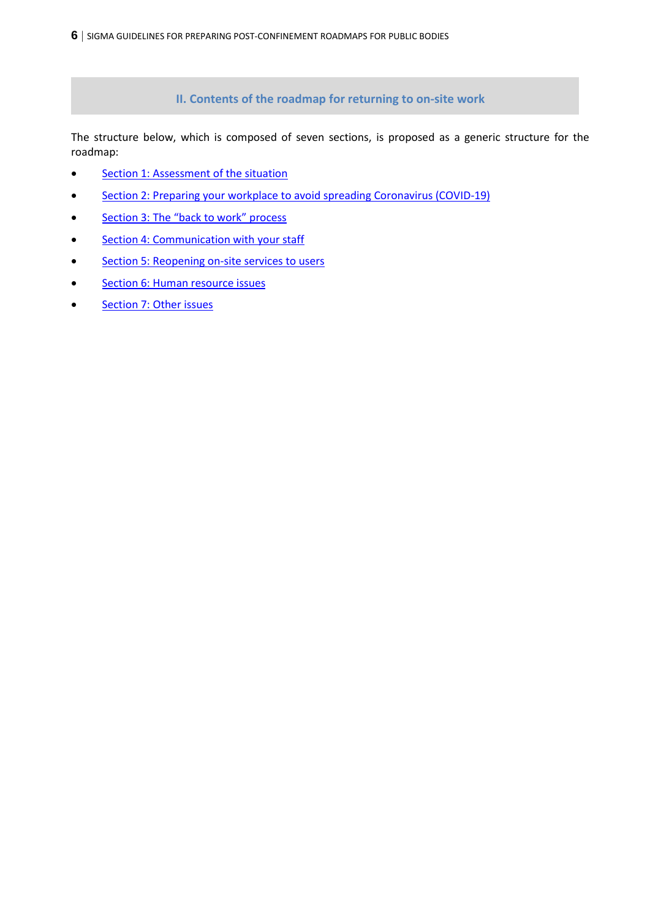## II. Contents of the roadmap for returning to on-site work

The structure below, which is composed of seven sections, is proposed as a generic structure for the roadmap:

- Section 1: Assessment of the situation
- Section 2: Preparing your workplace to avoid spreading Coronavirus (COVID-19)
- Section 3: The "back to work" process
- Section 4: Communication with your staff
- Section 5: Reopening on-site services to users
- Section 6: Human resource issues
- Section 7: Other issues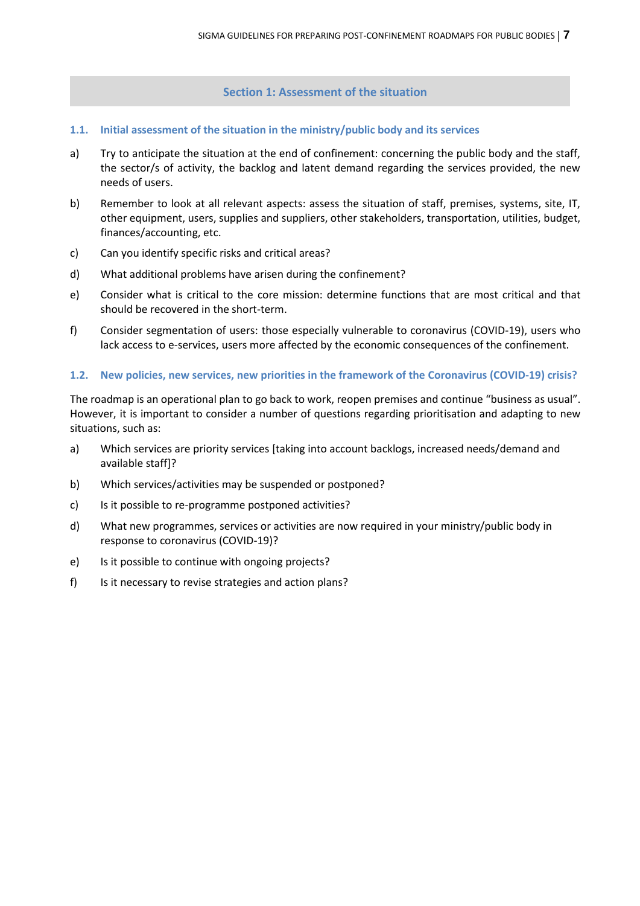## Section 1: Assessment of the situation

### 1.1. Initial assessment of the situation in the ministry/public body and its services

a) Try to anticipate the situation at the end of confinement: concerning the public body and the staff, the sector/s of activity, the backlog and latent demand regarding the services provided, the new needs of users.

b) Remember to look at all relevant aspects: assess the situation of staff, premises, systems, site, IT, other equipment, users, supplies and suppliers, other stakeholders, transportation, utilities, budget, finances/accounting, etc.

c) Can you identify specific risks and critical areas?

d) What additional problems have arisen during the confinement?

e) Consider what is critical to the core mission: determine functions that are most critical and that should be recovered in the short-term.

f) Consider segmentation of users: those especially vulnerable to coronavirus (COVID-19), users who lack access to e-services, users more affected by the economic consequences of the confinement.

### 1.2. New policies, new services, new priorities in the framework of the Coronavirus (COVID-19) crisis?

The roadmap is an operational plan to go back to work, reopen premises and continue "business as usual". However, it is important to consider a number of questions regarding prioritisation and adapting to new situations, such as:

a) Which services are priority services [taking into account backlogs, increased needs/demand and available staff]?

b) Which services/activities may be suspended or postponed?

c) Is it possible to re-programme postponed activities?

d) What new programmes, services or activities are now required in your ministry/public body in response to coronavirus (COVID-19)?

e) Is it possible to continue with ongoing projects?

f) Is it necessary to revise strategies and action plans?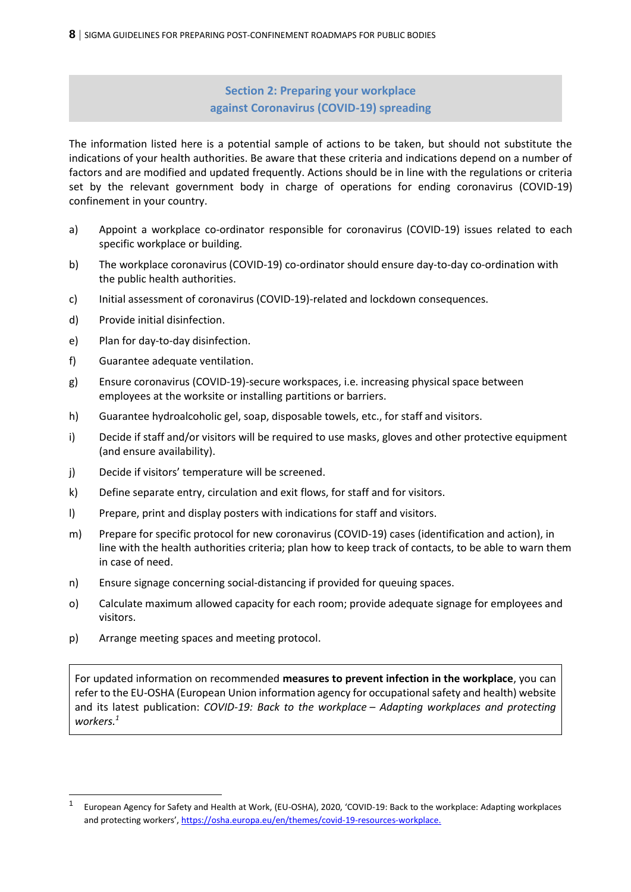## Section 2: Preparing your workplace against Coronavirus (COVID-19) spreading

The information listed here is a potential sample of actions to be taken, but should not substitute the indications of your health authorities. Be aware that these criteria and indications depend on a number of factors and are modified and updated frequently. Actions should be in line with the regulations or criteria set by the relevant government body in charge of operations for ending coronavirus (COVID-19) confinement in your country.

a) Appoint a workplace co-ordinator responsible for coronavirus (COVID-19) issues related to each specific workplace or building.

b) The workplace coronavirus (COVID-19) co-ordinator should ensure day-to-day co-ordination with the public health authorities.

c) Initial assessment of coronavirus (COVID-19)-related and lockdown consequences.

d) Provide initial disinfection.

e) Plan for day-to-day disinfection.

f) Guarantee adequate ventilation.

g) Ensure coronavirus (COVID-19)-secure workspaces, i.e. increasing physical space between employees at the worksite or installing partitions or barriers.

h) Guarantee hydroalcoholic gel, soap, disposable towels, etc., for staff and visitors.

i) Decide if staff and/or visitors will be required to use masks, gloves and other protective equipment (and ensure availability).

j) Decide if visitors' temperature will be screened.

k) Define separate entry, circulation and exit flows, for staff and for visitors.

l) Prepare, print and display posters with indications for staff and visitors.

m) Prepare for specific protocol for new coronavirus (COVID-19) cases (identification and action), in line with the health authorities criteria; plan how to keep track of contacts, to be able to warn them in case of need.

n) Ensure signage concerning social-distancing if provided for queuing spaces.

o) Calculate maximum allowed capacity for each room; provide adequate signage for employees and visitors.

p) Arrange meeting spaces and meeting protocol.

> For updated information on recommended **measures to prevent infection in the workplace**, you can refer to the EU-OSHA (European Union information agency for occupational safety and health) website and its latest publication: *COVID-19: Back to the workplace – Adapting workplaces and protecting workers.*[1]

[1] European Agency for Safety and Health at Work, (EU-OSHA), 2020, 'COVID-19: Back to the workplace: Adapting workplaces and protecting workers', https://osha.europa.eu/en/themes/covid-19-resources-workplace.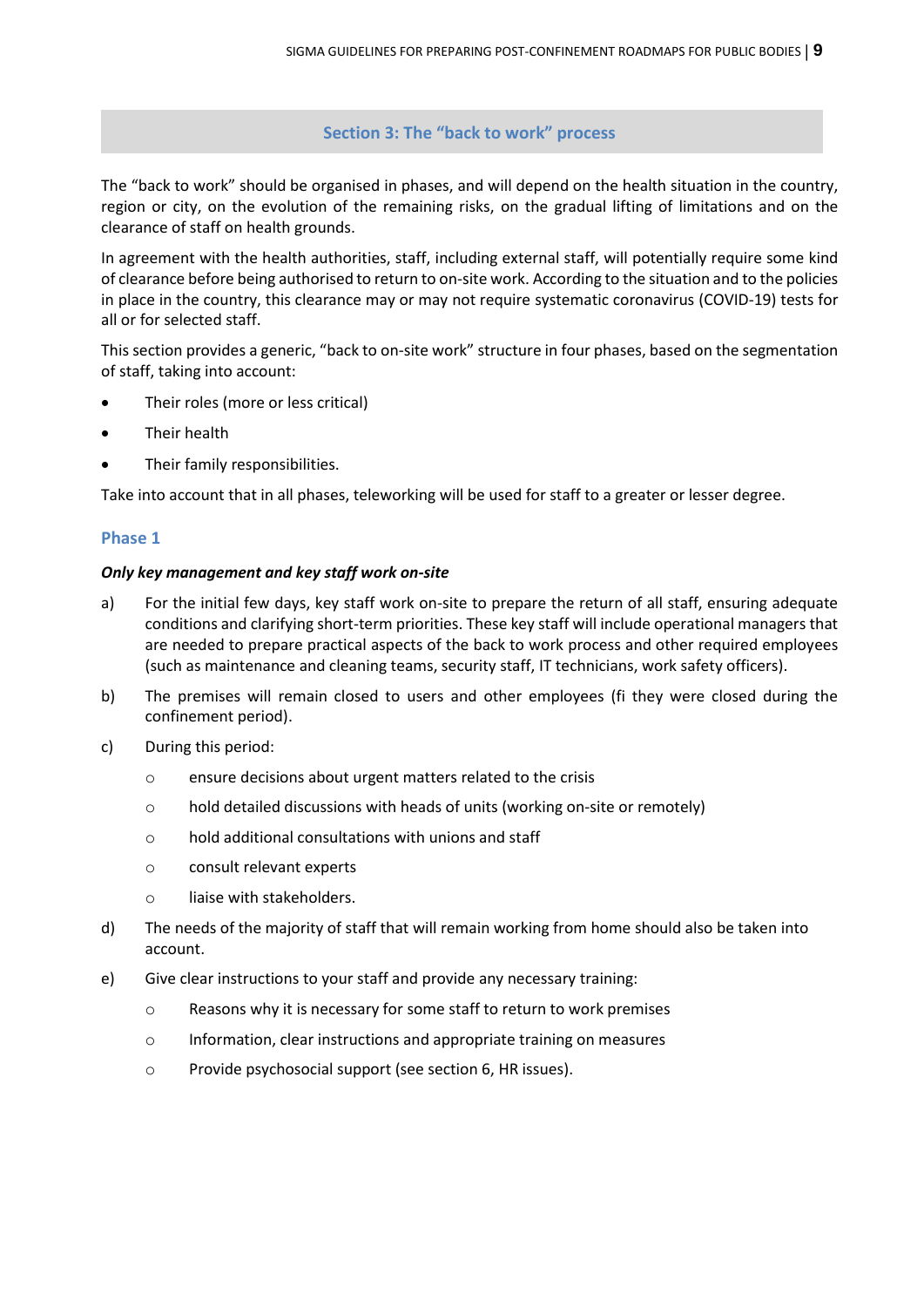## Section 3: The "back to work" process

The "back to work" should be organised in phases, and will depend on the health situation in the country, region or city, on the evolution of the remaining risks, on the gradual lifting of limitations and on the clearance of staff on health grounds.

In agreement with the health authorities, staff, including external staff, will potentially require some kind of clearance before being authorised to return to on-site work. According to the situation and to the policies in place in the country, this clearance may or may not require systematic coronavirus (COVID-19) tests for all or for selected staff.

This section provides a generic, "back to on-site work" structure in four phases, based on the segmentation of staff, taking into account:

- Their roles (more or less critical)
- Their health
- Their family responsibilities.

Take into account that in all phases, teleworking will be used for staff to a greater or lesser degree.

### Phase 1

***Only key management and key staff work on-site***

a) For the initial few days, key staff work on-site to prepare the return of all staff, ensuring adequate conditions and clarifying short-term priorities. These key staff will include operational managers that are needed to prepare practical aspects of the back to work process and other required employees (such as maintenance and cleaning teams, security staff, IT technicians, work safety officers).

b) The premises will remain closed to users and other employees (fi they were closed during the confinement period).

c) During this period:
   - ensure decisions about urgent matters related to the crisis
   - hold detailed discussions with heads of units (working on-site or remotely)
   - hold additional consultations with unions and staff
   - consult relevant experts
   - liaise with stakeholders.

d) The needs of the majority of staff that will remain working from home should also be taken into account.

e) Give clear instructions to your staff and provide any necessary training:
   - Reasons why it is necessary for some staff to return to work premises
   - Information, clear instructions and appropriate training on measures
   - Provide psychosocial support (see section 6, HR issues).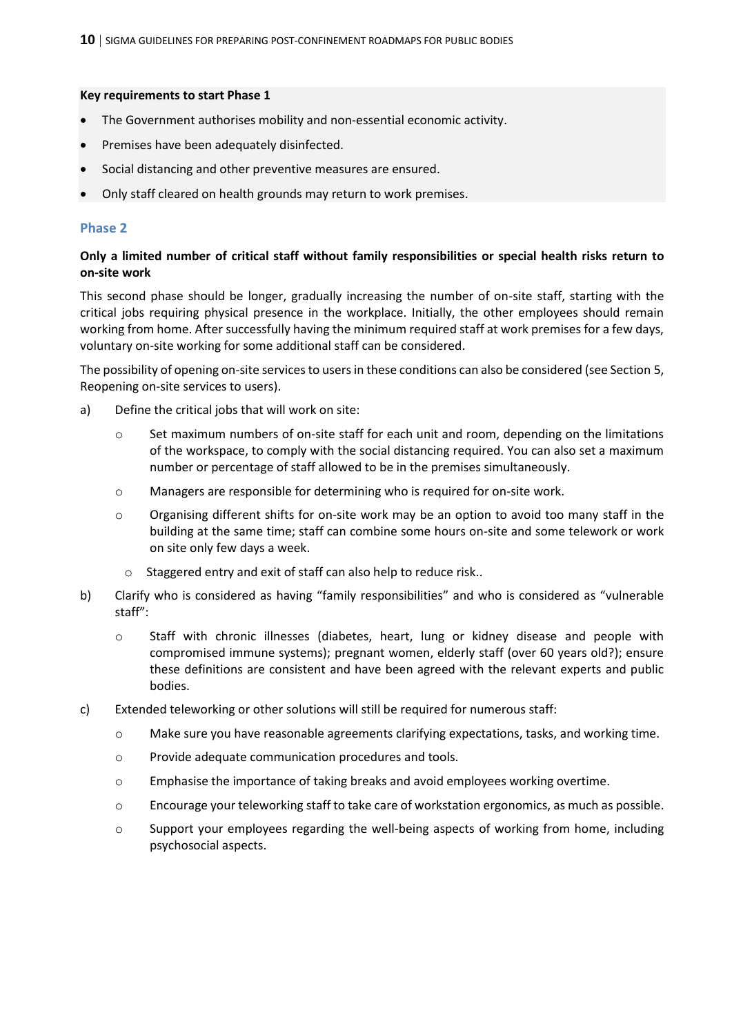**Key requirements to start Phase 1**

- The Government authorises mobility and non-essential economic activity.
- Premises have been adequately disinfected.
- Social distancing and other preventive measures are ensured.
- Only staff cleared on health grounds may return to work premises.

## Phase 2

**Only a limited number of critical staff without family responsibilities or special health risks return to on-site work**

This second phase should be longer, gradually increasing the number of on-site staff, starting with the critical jobs requiring physical presence in the workplace. Initially, the other employees should remain working from home. After successfully having the minimum required staff at work premises for a few days, voluntary on-site working for some additional staff can be considered.

The possibility of opening on-site services to users in these conditions can also be considered (see Section 5, Reopening on-site services to users).

a) Define the critical jobs that will work on site:

  - Set maximum numbers of on-site staff for each unit and room, depending on the limitations of the workspace, to comply with the social distancing required. You can also set a maximum number or percentage of staff allowed to be in the premises simultaneously.
  - Managers are responsible for determining who is required for on-site work.
  - Organising different shifts for on-site work may be an option to avoid too many staff in the building at the same time; staff can combine some hours on-site and some telework or work on site only few days a week.
  - Staggered entry and exit of staff can also help to reduce risk..

b) Clarify who is considered as having "family responsibilities" and who is considered as "vulnerable staff":

  - Staff with chronic illnesses (diabetes, heart, lung or kidney disease and people with compromised immune systems); pregnant women, elderly staff (over 60 years old?); ensure these definitions are consistent and have been agreed with the relevant experts and public bodies.

c) Extended teleworking or other solutions will still be required for numerous staff:

  - Make sure you have reasonable agreements clarifying expectations, tasks, and working time.
  - Provide adequate communication procedures and tools.
  - Emphasise the importance of taking breaks and avoid employees working overtime.
  - Encourage your teleworking staff to take care of workstation ergonomics, as much as possible.
  - Support your employees regarding the well-being aspects of working from home, including psychosocial aspects.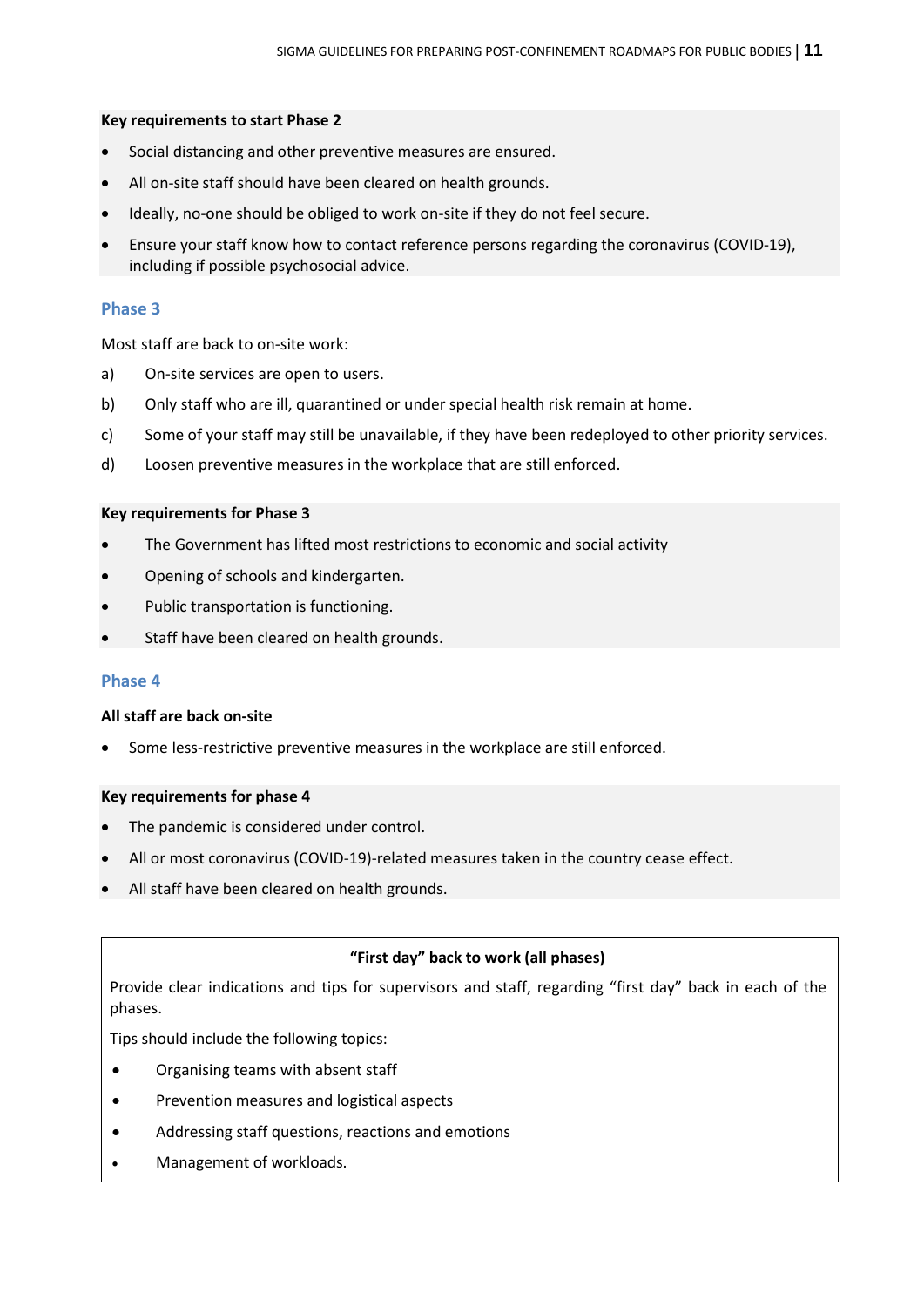**Key requirements to start Phase 2**

- Social distancing and other preventive measures are ensured.
- All on-site staff should have been cleared on health grounds.
- Ideally, no-one should be obliged to work on-site if they do not feel secure.
- Ensure your staff know how to contact reference persons regarding the coronavirus (COVID-19), including if possible psychosocial advice.

### Phase 3

Most staff are back to on-site work:

a) On-site services are open to users.

b) Only staff who are ill, quarantined or under special health risk remain at home.

c) Some of your staff may still be unavailable, if they have been redeployed to other priority services.

d) Loosen preventive measures in the workplace that are still enforced.

**Key requirements for Phase 3**

- The Government has lifted most restrictions to economic and social activity
- Opening of schools and kindergarten.
- Public transportation is functioning.
- Staff have been cleared on health grounds.

### Phase 4

**All staff are back on-site**

- Some less-restrictive preventive measures in the workplace are still enforced.

**Key requirements for phase 4**

- The pandemic is considered under control.
- All or most coronavirus (COVID-19)-related measures taken in the country cease effect.
- All staff have been cleared on health grounds.

**"First day" back to work (all phases)**

Provide clear indications and tips for supervisors and staff, regarding "first day" back in each of the phases.

Tips should include the following topics:

- Organising teams with absent staff
- Prevention measures and logistical aspects
- Addressing staff questions, reactions and emotions
- Management of workloads.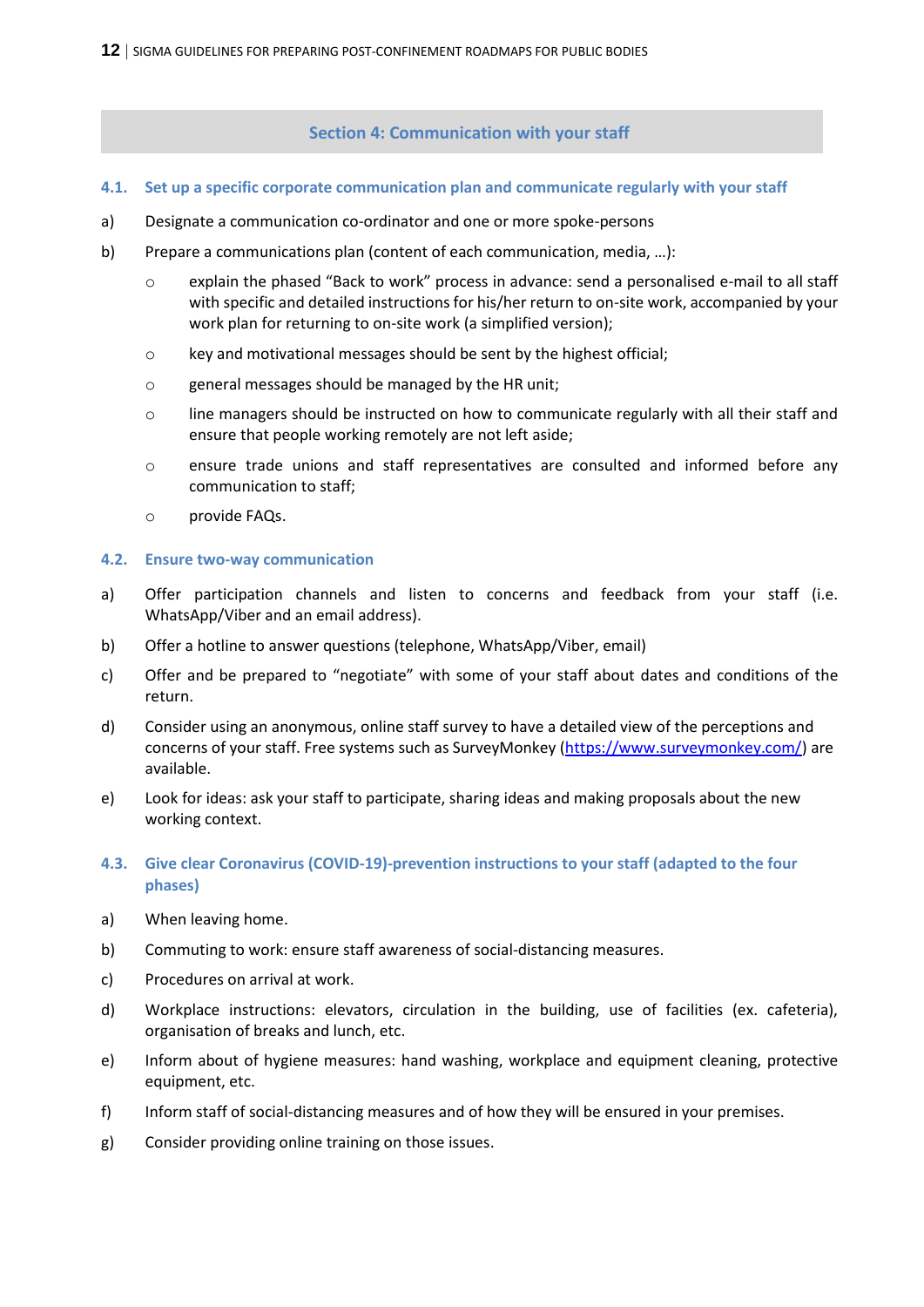## Section 4: Communication with your staff

### 4.1. Set up a specific corporate communication plan and communicate regularly with your staff

a) Designate a communication co-ordinator and one or more spoke-persons

b) Prepare a communications plan (content of each communication, media, …):

- explain the phased "Back to work" process in advance: send a personalised e-mail to all staff with specific and detailed instructions for his/her return to on-site work, accompanied by your work plan for returning to on-site work (a simplified version);
- key and motivational messages should be sent by the highest official;
- general messages should be managed by the HR unit;
- line managers should be instructed on how to communicate regularly with all their staff and ensure that people working remotely are not left aside;
- ensure trade unions and staff representatives are consulted and informed before any communication to staff;
- provide FAQs.

### 4.2. Ensure two-way communication

a) Offer participation channels and listen to concerns and feedback from your staff (i.e. WhatsApp/Viber and an email address).

b) Offer a hotline to answer questions (telephone, WhatsApp/Viber, email)

c) Offer and be prepared to "negotiate" with some of your staff about dates and conditions of the return.

d) Consider using an anonymous, online staff survey to have a detailed view of the perceptions and concerns of your staff. Free systems such as SurveyMonkey (https://www.surveymonkey.com/) are available.

e) Look for ideas: ask your staff to participate, sharing ideas and making proposals about the new working context.

### 4.3. Give clear Coronavirus (COVID-19)-prevention instructions to your staff (adapted to the four phases)

a) When leaving home.

b) Commuting to work: ensure staff awareness of social-distancing measures.

c) Procedures on arrival at work.

d) Workplace instructions: elevators, circulation in the building, use of facilities (ex. cafeteria), organisation of breaks and lunch, etc.

e) Inform about of hygiene measures: hand washing, workplace and equipment cleaning, protective equipment, etc.

f) Inform staff of social-distancing measures and of how they will be ensured in your premises.

g) Consider providing online training on those issues.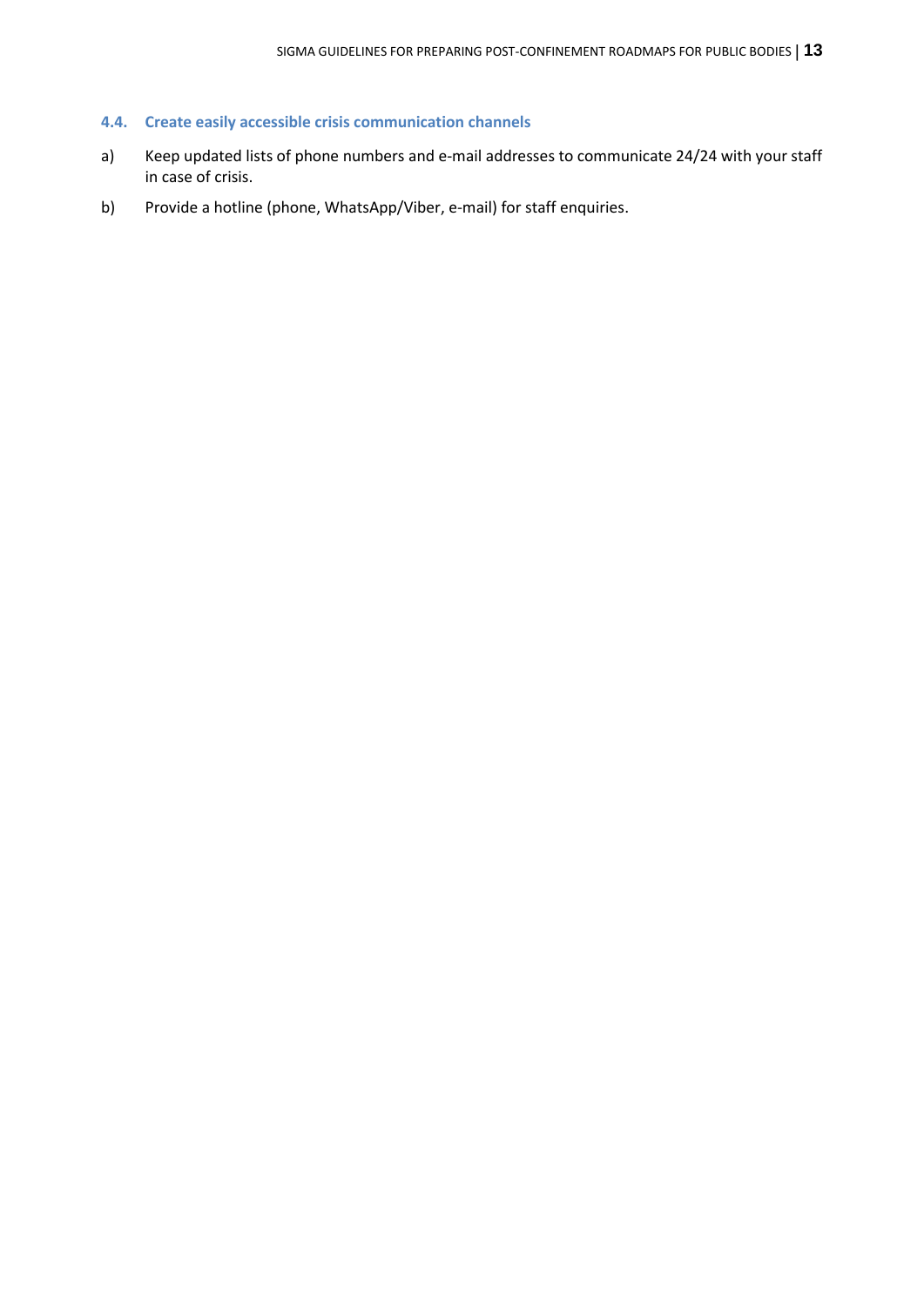### 4.4. Create easily accessible crisis communication channels

a) Keep updated lists of phone numbers and e-mail addresses to communicate 24/24 with your staff in case of crisis.

b) Provide a hotline (phone, WhatsApp/Viber, e-mail) for staff enquiries.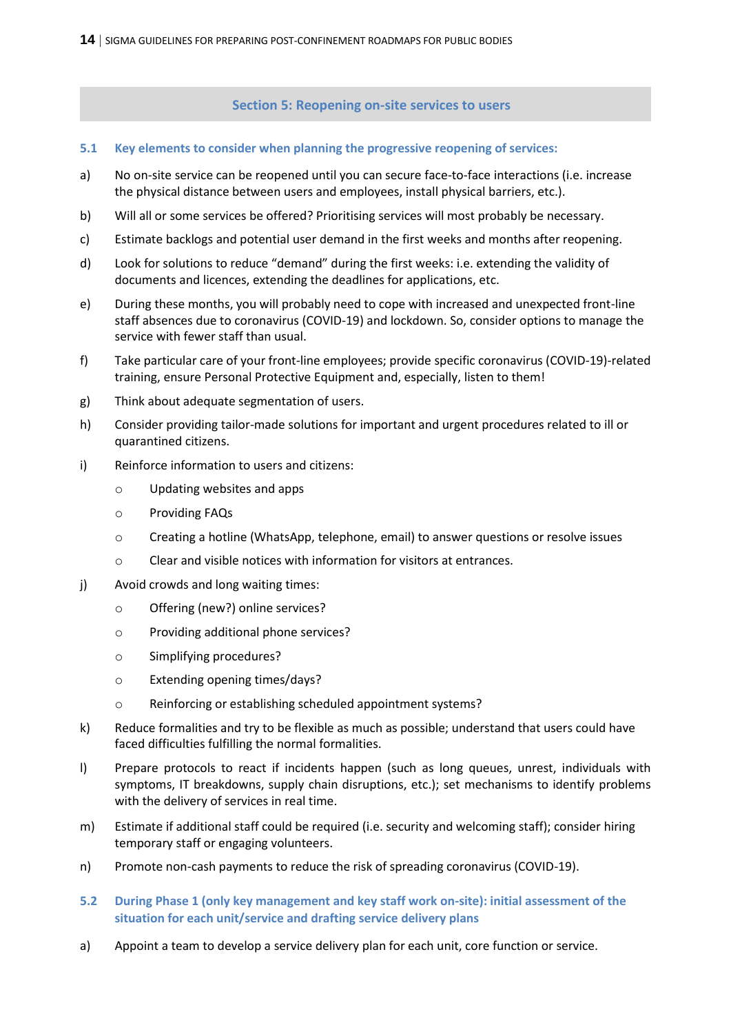## Section 5: Reopening on-site services to users

### 5.1 Key elements to consider when planning the progressive reopening of services:

a) No on-site service can be reopened until you can secure face-to-face interactions (i.e. increase the physical distance between users and employees, install physical barriers, etc.).

b) Will all or some services be offered? Prioritising services will most probably be necessary.

c) Estimate backlogs and potential user demand in the first weeks and months after reopening.

d) Look for solutions to reduce "demand" during the first weeks: i.e. extending the validity of documents and licences, extending the deadlines for applications, etc.

e) During these months, you will probably need to cope with increased and unexpected front-line staff absences due to coronavirus (COVID-19) and lockdown. So, consider options to manage the service with fewer staff than usual.

f) Take particular care of your front-line employees; provide specific coronavirus (COVID-19)-related training, ensure Personal Protective Equipment and, especially, listen to them!

g) Think about adequate segmentation of users.

h) Consider providing tailor-made solutions for important and urgent procedures related to ill or quarantined citizens.

i) Reinforce information to users and citizens:
   - Updating websites and apps
   - Providing FAQs
   - Creating a hotline (WhatsApp, telephone, email) to answer questions or resolve issues
   - Clear and visible notices with information for visitors at entrances.

j) Avoid crowds and long waiting times:
   - Offering (new?) online services?
   - Providing additional phone services?
   - Simplifying procedures?
   - Extending opening times/days?
   - Reinforcing or establishing scheduled appointment systems?

k) Reduce formalities and try to be flexible as much as possible; understand that users could have faced difficulties fulfilling the normal formalities.

l) Prepare protocols to react if incidents happen (such as long queues, unrest, individuals with symptoms, IT breakdowns, supply chain disruptions, etc.); set mechanisms to identify problems with the delivery of services in real time.

m) Estimate if additional staff could be required (i.e. security and welcoming staff); consider hiring temporary staff or engaging volunteers.

n) Promote non-cash payments to reduce the risk of spreading coronavirus (COVID-19).

### 5.2 During Phase 1 (only key management and key staff work on-site): initial assessment of the situation for each unit/service and drafting service delivery plans

a) Appoint a team to develop a service delivery plan for each unit, core function or service.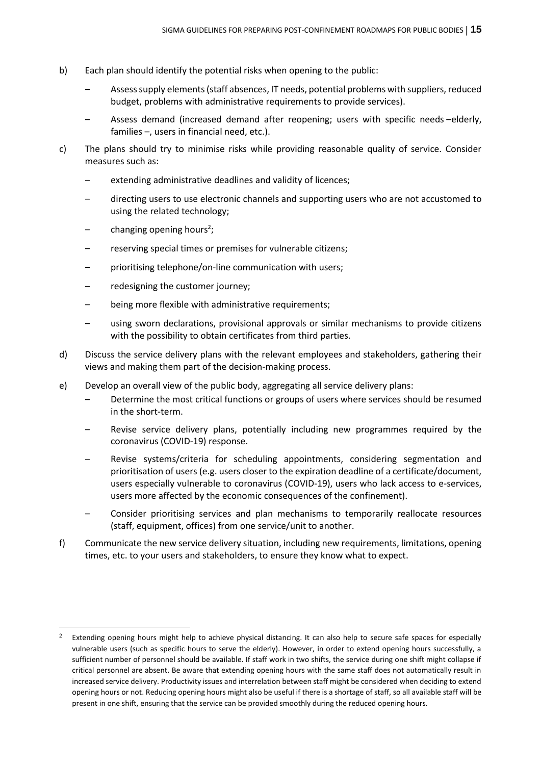b) Each plan should identify the potential risks when opening to the public:

   – Assess supply elements (staff absences, IT needs, potential problems with suppliers, reduced budget, problems with administrative requirements to provide services).

   – Assess demand (increased demand after reopening; users with specific needs –elderly, families –, users in financial need, etc.).

c) The plans should try to minimise risks while providing reasonable quality of service. Consider measures such as:

   – extending administrative deadlines and validity of licences;

   – directing users to use electronic channels and supporting users who are not accustomed to using the related technology;

   – changing opening hours[2];

   – reserving special times or premises for vulnerable citizens;

   – prioritising telephone/on-line communication with users;

   – redesigning the customer journey;

   – being more flexible with administrative requirements;

   – using sworn declarations, provisional approvals or similar mechanisms to provide citizens with the possibility to obtain certificates from third parties.

d) Discuss the service delivery plans with the relevant employees and stakeholders, gathering their views and making them part of the decision-making process.

e) Develop an overall view of the public body, aggregating all service delivery plans:

   – Determine the most critical functions or groups of users where services should be resumed in the short-term.

   – Revise service delivery plans, potentially including new programmes required by the coronavirus (COVID-19) response.

   – Revise systems/criteria for scheduling appointments, considering segmentation and prioritisation of users (e.g. users closer to the expiration deadline of a certificate/document, users especially vulnerable to coronavirus (COVID-19), users who lack access to e-services, users more affected by the economic consequences of the confinement).

   – Consider prioritising services and plan mechanisms to temporarily reallocate resources (staff, equipment, offices) from one service/unit to another.

f) Communicate the new service delivery situation, including new requirements, limitations, opening times, etc. to your users and stakeholders, to ensure they know what to expect.

---

[2] Extending opening hours might help to achieve physical distancing. It can also help to secure safe spaces for especially vulnerable users (such as specific hours to serve the elderly). However, in order to extend opening hours successfully, a sufficient number of personnel should be available. If staff work in two shifts, the service during one shift might collapse if critical personnel are absent. Be aware that extending opening hours with the same staff does not automatically result in increased service delivery. Productivity issues and interrelation between staff might be considered when deciding to extend opening hours or not. Reducing opening hours might also be useful if there is a shortage of staff, so all available staff will be present in one shift, ensuring that the service can be provided smoothly during the reduced opening hours.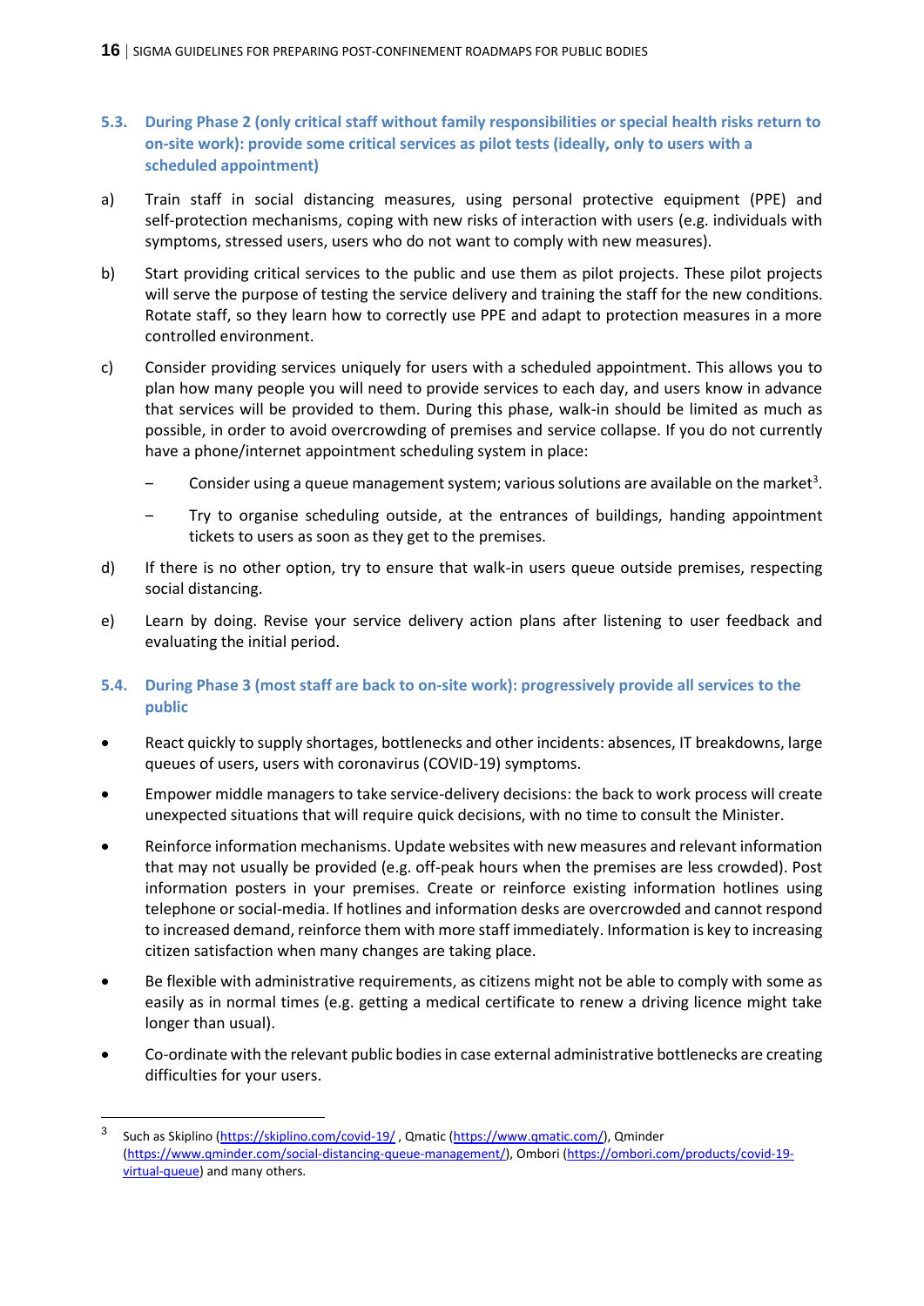### 5.3. During Phase 2 (only critical staff without family responsibilities or special health risks return to on-site work): provide some critical services as pilot tests (ideally, only to users with a scheduled appointment)

a) Train staff in social distancing measures, using personal protective equipment (PPE) and self-protection mechanisms, coping with new risks of interaction with users (e.g. individuals with symptoms, stressed users, users who do not want to comply with new measures).

b) Start providing critical services to the public and use them as pilot projects. These pilot projects will serve the purpose of testing the service delivery and training the staff for the new conditions. Rotate staff, so they learn how to correctly use PPE and adapt to protection measures in a more controlled environment.

c) Consider providing services uniquely for users with a scheduled appointment. This allows you to plan how many people you will need to provide services to each day, and users know in advance that services will be provided to them. During this phase, walk-in should be limited as much as possible, in order to avoid overcrowding of premises and service collapse. If you do not currently have a phone/internet appointment scheduling system in place:

   – Consider using a queue management system; various solutions are available on the market[3].

   – Try to organise scheduling outside, at the entrances of buildings, handing appointment tickets to users as soon as they get to the premises.

d) If there is no other option, try to ensure that walk-in users queue outside premises, respecting social distancing.

e) Learn by doing. Revise your service delivery action plans after listening to user feedback and evaluating the initial period.

### 5.4. During Phase 3 (most staff are back to on-site work): progressively provide all services to the public

- React quickly to supply shortages, bottlenecks and other incidents: absences, IT breakdowns, large queues of users, users with coronavirus (COVID-19) symptoms.
- Empower middle managers to take service-delivery decisions: the back to work process will create unexpected situations that will require quick decisions, with no time to consult the Minister.
- Reinforce information mechanisms. Update websites with new measures and relevant information that may not usually be provided (e.g. off-peak hours when the premises are less crowded). Post information posters in your premises. Create or reinforce existing information hotlines using telephone or social-media. If hotlines and information desks are overcrowded and cannot respond to increased demand, reinforce them with more staff immediately. Information is key to increasing citizen satisfaction when many changes are taking place.
- Be flexible with administrative requirements, as citizens might not be able to comply with some as easily as in normal times (e.g. getting a medical certificate to renew a driving licence might take longer than usual).
- Co-ordinate with the relevant public bodies in case external administrative bottlenecks are creating difficulties for your users.

---

[3] Such as Skiplino (https://skiplino.com/covid-19/ , Qmatic (https://www.qmatic.com/), Qminder (https://www.qminder.com/social-distancing-queue-management/), Ombori (https://ombori.com/products/covid-19-virtual-queue) and many others.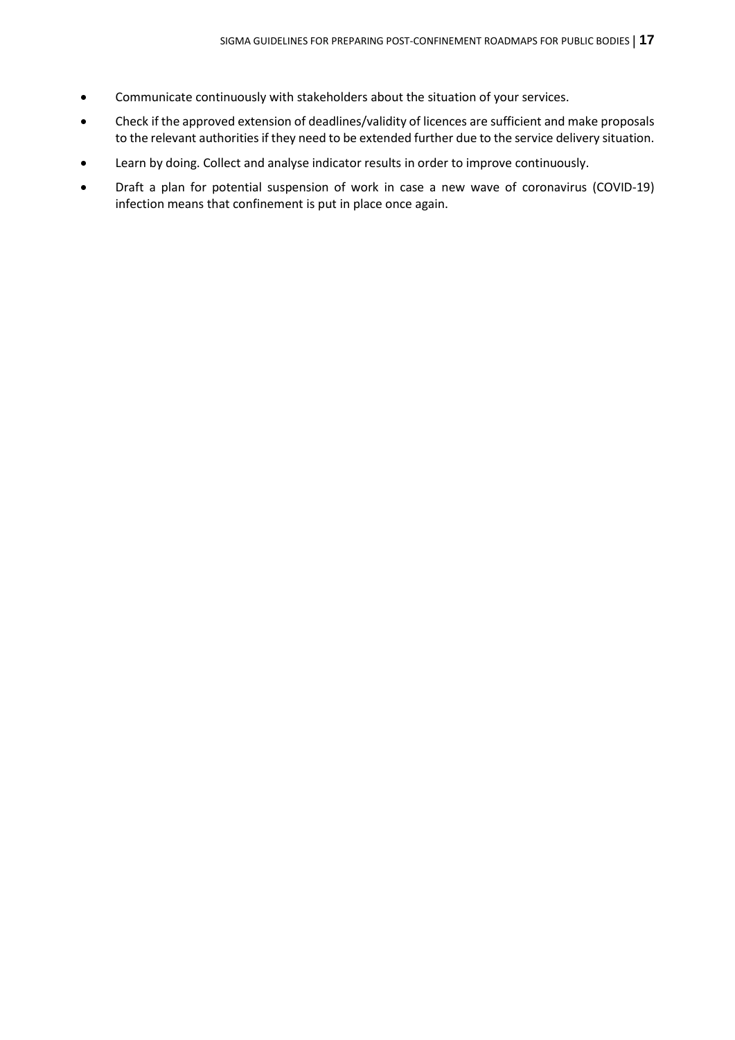- Communicate continuously with stakeholders about the situation of your services.
- Check if the approved extension of deadlines/validity of licences are sufficient and make proposals to the relevant authorities if they need to be extended further due to the service delivery situation.
- Learn by doing. Collect and analyse indicator results in order to improve continuously.
- Draft a plan for potential suspension of work in case a new wave of coronavirus (COVID-19) infection means that confinement is put in place once again.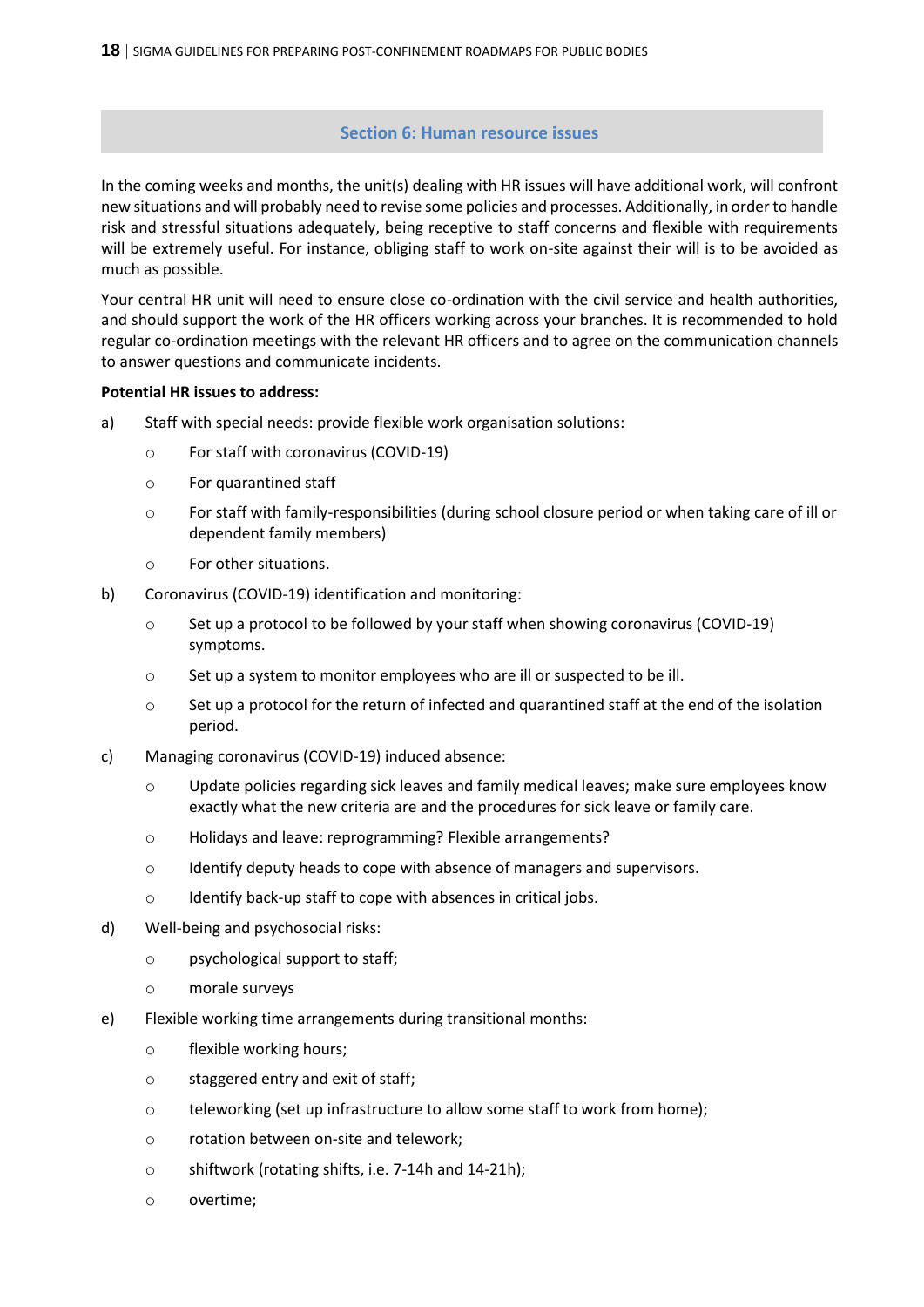## Section 6: Human resource issues

In the coming weeks and months, the unit(s) dealing with HR issues will have additional work, will confront new situations and will probably need to revise some policies and processes. Additionally, in order to handle risk and stressful situations adequately, being receptive to staff concerns and flexible with requirements will be extremely useful. For instance, obliging staff to work on-site against their will is to be avoided as much as possible.

Your central HR unit will need to ensure close co-ordination with the civil service and health authorities, and should support the work of the HR officers working across your branches. It is recommended to hold regular co-ordination meetings with the relevant HR officers and to agree on the communication channels to answer questions and communicate incidents.

**Potential HR issues to address:**

a) Staff with special needs: provide flexible work organisation solutions:
   - For staff with coronavirus (COVID-19)
   - For quarantined staff
   - For staff with family-responsibilities (during school closure period or when taking care of ill or dependent family members)
   - For other situations.

b) Coronavirus (COVID-19) identification and monitoring:
   - Set up a protocol to be followed by your staff when showing coronavirus (COVID-19) symptoms.
   - Set up a system to monitor employees who are ill or suspected to be ill.
   - Set up a protocol for the return of infected and quarantined staff at the end of the isolation period.

c) Managing coronavirus (COVID-19) induced absence:
   - Update policies regarding sick leaves and family medical leaves; make sure employees know exactly what the new criteria are and the procedures for sick leave or family care.
   - Holidays and leave: reprogramming? Flexible arrangements?
   - Identify deputy heads to cope with absence of managers and supervisors.
   - Identify back-up staff to cope with absences in critical jobs.

d) Well-being and psychosocial risks:
   - psychological support to staff;
   - morale surveys

e) Flexible working time arrangements during transitional months:
   - flexible working hours;
   - staggered entry and exit of staff;
   - teleworking (set up infrastructure to allow some staff to work from home);
   - rotation between on-site and telework;
   - shiftwork (rotating shifts, i.e. 7-14h and 14-21h);
   - overtime;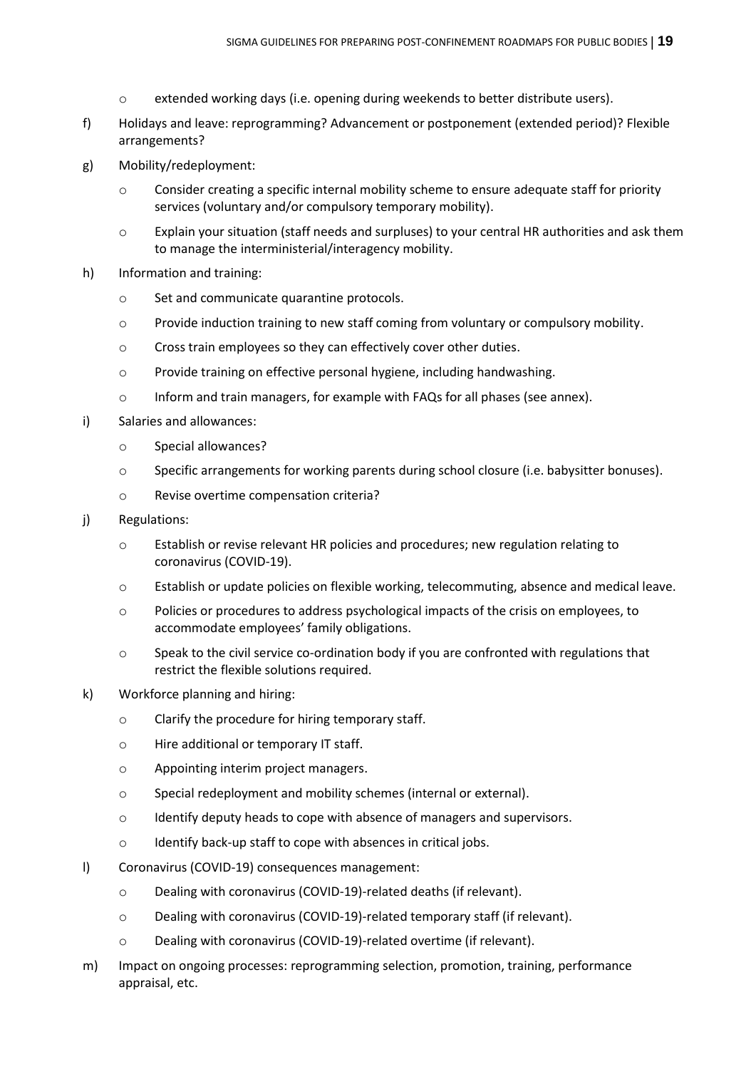- extended working days (i.e. opening during weekends to better distribute users).

f) Holidays and leave: reprogramming? Advancement or postponement (extended period)? Flexible arrangements?

g) Mobility/redeployment:
   - Consider creating a specific internal mobility scheme to ensure adequate staff for priority services (voluntary and/or compulsory temporary mobility).
   - Explain your situation (staff needs and surpluses) to your central HR authorities and ask them to manage the interministerial/interagency mobility.

h) Information and training:
   - Set and communicate quarantine protocols.
   - Provide induction training to new staff coming from voluntary or compulsory mobility.
   - Cross train employees so they can effectively cover other duties.
   - Provide training on effective personal hygiene, including handwashing.
   - Inform and train managers, for example with FAQs for all phases (see annex).

i) Salaries and allowances:
   - Special allowances?
   - Specific arrangements for working parents during school closure (i.e. babysitter bonuses).
   - Revise overtime compensation criteria?

j) Regulations:
   - Establish or revise relevant HR policies and procedures; new regulation relating to coronavirus (COVID-19).
   - Establish or update policies on flexible working, telecommuting, absence and medical leave.
   - Policies or procedures to address psychological impacts of the crisis on employees, to accommodate employees' family obligations.
   - Speak to the civil service co-ordination body if you are confronted with regulations that restrict the flexible solutions required.

k) Workforce planning and hiring:
   - Clarify the procedure for hiring temporary staff.
   - Hire additional or temporary IT staff.
   - Appointing interim project managers.
   - Special redeployment and mobility schemes (internal or external).
   - Identify deputy heads to cope with absence of managers and supervisors.
   - Identify back-up staff to cope with absences in critical jobs.

l) Coronavirus (COVID-19) consequences management:
   - Dealing with coronavirus (COVID-19)-related deaths (if relevant).
   - Dealing with coronavirus (COVID-19)-related temporary staff (if relevant).
   - Dealing with coronavirus (COVID-19)-related overtime (if relevant).

m) Impact on ongoing processes: reprogramming selection, promotion, training, performance appraisal, etc.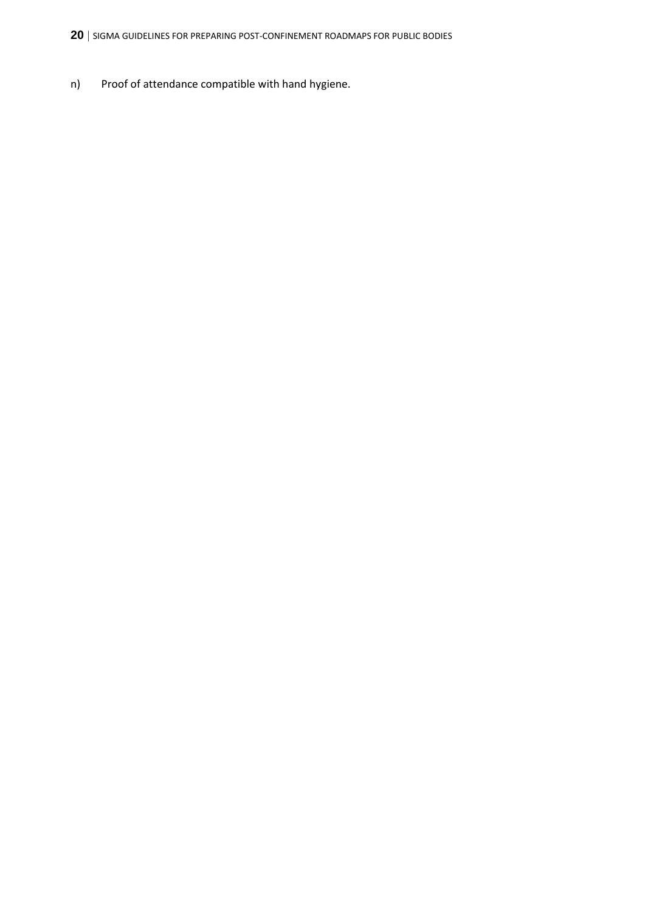n) Proof of attendance compatible with hand hygiene.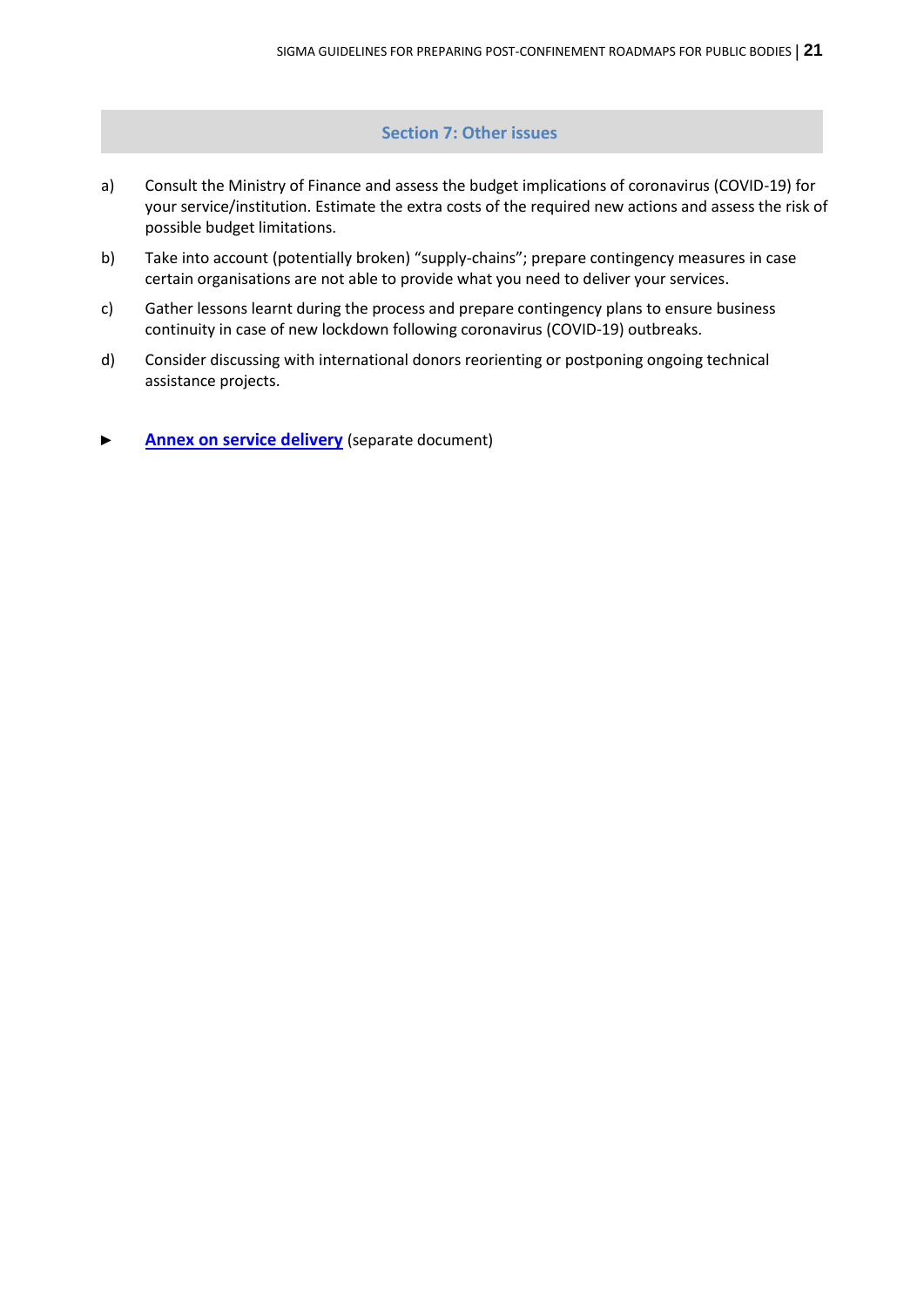## Section 7: Other issues

a) Consult the Ministry of Finance and assess the budget implications of coronavirus (COVID-19) for your service/institution. Estimate the extra costs of the required new actions and assess the risk of possible budget limitations.

b) Take into account (potentially broken) “supply-chains”; prepare contingency measures in case certain organisations are not able to provide what you need to deliver your services.

c) Gather lessons learnt during the process and prepare contingency plans to ensure business continuity in case of new lockdown following coronavirus (COVID-19) outbreaks.

d) Consider discussing with international donors reorienting or postponing ongoing technical assistance projects.

► **Annex on service delivery** (separate document)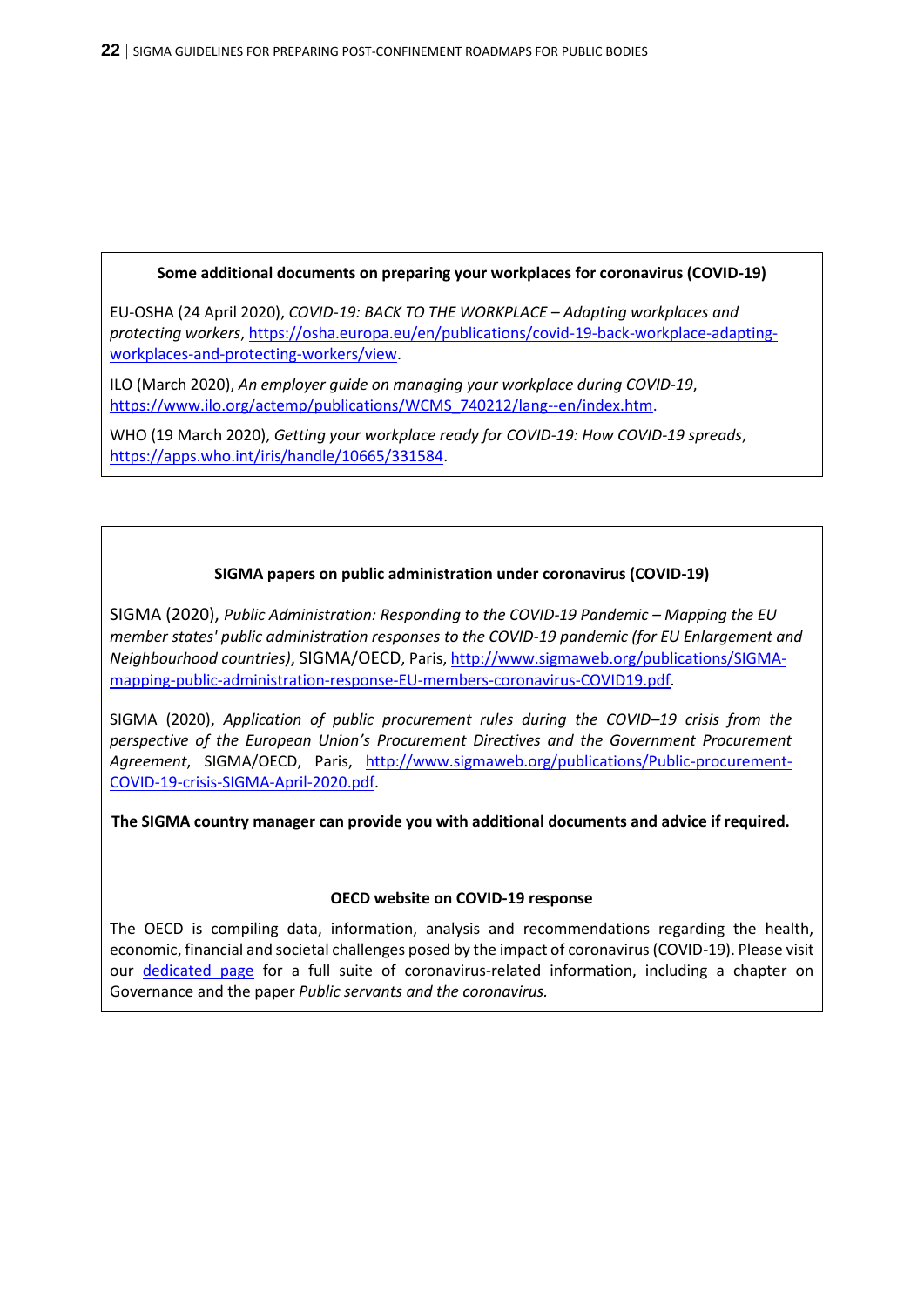**Some additional documents on preparing your workplaces for coronavirus (COVID-19)**

EU-OSHA (24 April 2020), *COVID-19: BACK TO THE WORKPLACE – Adapting workplaces and protecting workers*, https://osha.europa.eu/en/publications/covid-19-back-workplace-adapting-workplaces-and-protecting-workers/view.

ILO (March 2020), *An employer guide on managing your workplace during COVID-19*, https://www.ilo.org/actemp/publications/WCMS_740212/lang--en/index.htm.

WHO (19 March 2020), *Getting your workplace ready for COVID-19: How COVID-19 spreads*, https://apps.who.int/iris/handle/10665/331584.

**SIGMA papers on public administration under coronavirus (COVID-19)**

SIGMA (2020), *Public Administration: Responding to the COVID-19 Pandemic – Mapping the EU member states' public administration responses to the COVID-19 pandemic (for EU Enlargement and Neighbourhood countries)*, SIGMA/OECD, Paris, http://www.sigmaweb.org/publications/SIGMA-mapping-public-administration-response-EU-members-coronavirus-COVID19.pdf.

SIGMA (2020), *Application of public procurement rules during the COVID–19 crisis from the perspective of the European Union's Procurement Directives and the Government Procurement Agreement*, SIGMA/OECD, Paris, http://www.sigmaweb.org/publications/Public-procurement-COVID-19-crisis-SIGMA-April-2020.pdf.

**The SIGMA country manager can provide you with additional documents and advice if required.**

**OECD website on COVID-19 response**

The OECD is compiling data, information, analysis and recommendations regarding the health, economic, financial and societal challenges posed by the impact of coronavirus (COVID-19). Please visit our dedicated page for a full suite of coronavirus-related information, including a chapter on Governance and the paper *Public servants and the coronavirus.*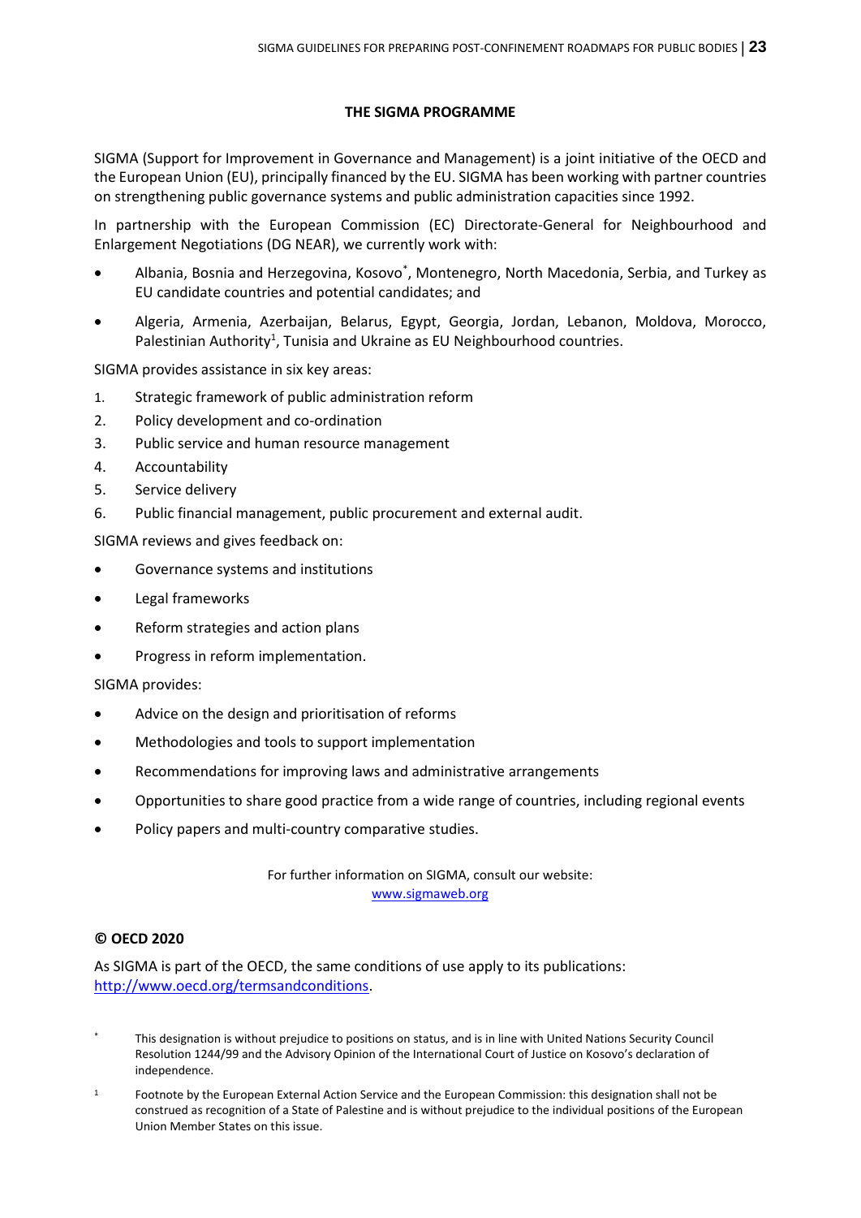## THE SIGMA PROGRAMME

SIGMA (Support for Improvement in Governance and Management) is a joint initiative of the OECD and the European Union (EU), principally financed by the EU. SIGMA has been working with partner countries on strengthening public governance systems and public administration capacities since 1992.

In partnership with the European Commission (EC) Directorate-General for Neighbourhood and Enlargement Negotiations (DG NEAR), we currently work with:

- Albania, Bosnia and Herzegovina, Kosovo[*], Montenegro, North Macedonia, Serbia, and Turkey as EU candidate countries and potential candidates; and
- Algeria, Armenia, Azerbaijan, Belarus, Egypt, Georgia, Jordan, Lebanon, Moldova, Morocco, Palestinian Authority[1], Tunisia and Ukraine as EU Neighbourhood countries.

SIGMA provides assistance in six key areas:

1. Strategic framework of public administration reform
2. Policy development and co-ordination
3. Public service and human resource management
4. Accountability
5. Service delivery
6. Public financial management, public procurement and external audit.

SIGMA reviews and gives feedback on:

- Governance systems and institutions
- Legal frameworks
- Reform strategies and action plans
- Progress in reform implementation.

SIGMA provides:

- Advice on the design and prioritisation of reforms
- Methodologies and tools to support implementation
- Recommendations for improving laws and administrative arrangements
- Opportunities to share good practice from a wide range of countries, including regional events
- Policy papers and multi-country comparative studies.

For further information on SIGMA, consult our website:
www.sigmaweb.org

**© OECD 2020**

As SIGMA is part of the OECD, the same conditions of use apply to its publications: http://www.oecd.org/termsandconditions.

[*] This designation is without prejudice to positions on status, and is in line with United Nations Security Council Resolution 1244/99 and the Advisory Opinion of the International Court of Justice on Kosovo's declaration of independence.

[1] Footnote by the European External Action Service and the European Commission: this designation shall not be construed as recognition of a State of Palestine and is without prejudice to the individual positions of the European Union Member States on this issue.